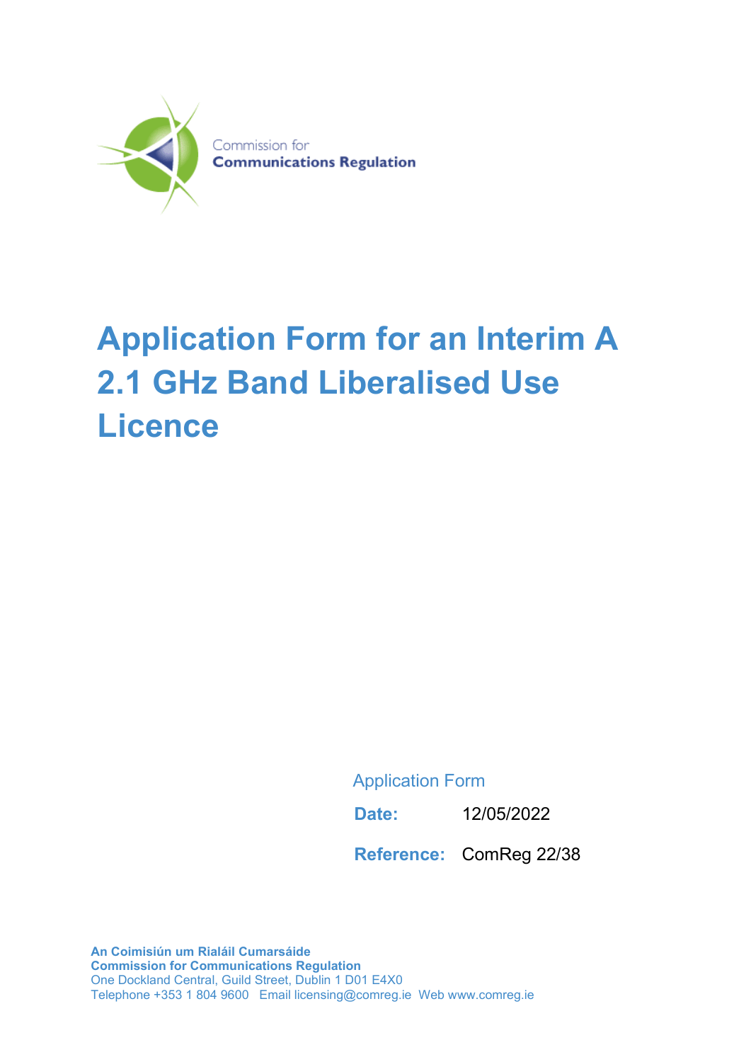Commission for
**Communications Regulation**

# Application Form for an Interim A 2.1 GHz Band Liberalised Use Licence

Application Form

**Date:** 12/05/2022

**Reference:** ComReg 22/38

**An Coimisiún um Rialáil Cumarsáide**
**Commission for Communications Regulation**
One Dockland Central, Guild Street, Dublin 1 D01 E4X0
Telephone +353 1 804 9600 Email licensing@comreg.ie Web www.comreg.ie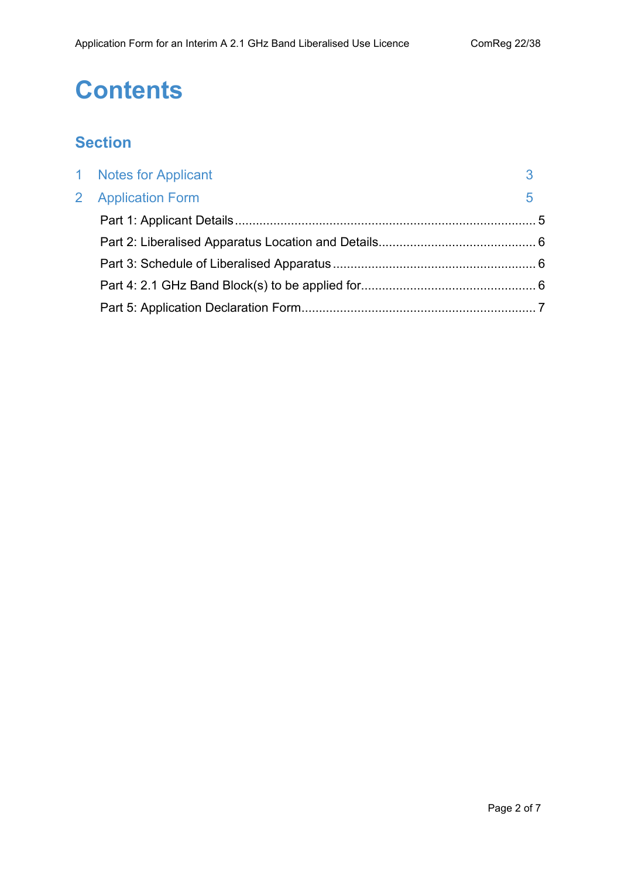# Contents

## Section

1 Notes for Applicant 3

2 Application Form 5

Part 1: Applicant Details .......... 5

Part 2: Liberalised Apparatus Location and Details .......... 6

Part 3: Schedule of Liberalised Apparatus .......... 6

Part 4: 2.1 GHz Band Block(s) to be applied for .......... 6

Part 5: Application Declaration Form .......... 7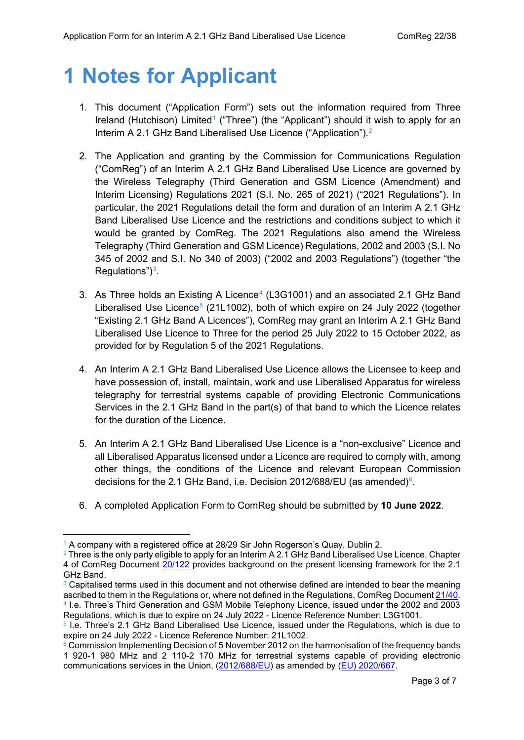# 1 Notes for Applicant

1. This document ("Application Form") sets out the information required from Three Ireland (Hutchison) Limited[1] ("Three") (the "Applicant") should it wish to apply for an Interim A 2.1 GHz Band Liberalised Use Licence ("Application").[2]

2. The Application and granting by the Commission for Communications Regulation ("ComReg") of an Interim A 2.1 GHz Band Liberalised Use Licence are governed by the Wireless Telegraphy (Third Generation and GSM Licence (Amendment) and Interim Licensing) Regulations 2021 (S.I. No. 265 of 2021) ("2021 Regulations"). In particular, the 2021 Regulations detail the form and duration of an Interim A 2.1 GHz Band Liberalised Use Licence and the restrictions and conditions subject to which it would be granted by ComReg. The 2021 Regulations also amend the Wireless Telegraphy (Third Generation and GSM Licence) Regulations, 2002 and 2003 (S.I. No 345 of 2002 and S.I. No 340 of 2003) ("2002 and 2003 Regulations") (together "the Regulations")[3].

3. As Three holds an Existing A Licence[4] (L3G1001) and an associated 2.1 GHz Band Liberalised Use Licence[5] (21L1002), both of which expire on 24 July 2022 (together "Existing 2.1 GHz Band A Licences"), ComReg may grant an Interim A 2.1 GHz Band Liberalised Use Licence to Three for the period 25 July 2022 to 15 October 2022, as provided for by Regulation 5 of the 2021 Regulations.

4. An Interim A 2.1 GHz Band Liberalised Use Licence allows the Licensee to keep and have possession of, install, maintain, work and use Liberalised Apparatus for wireless telegraphy for terrestrial systems capable of providing Electronic Communications Services in the 2.1 GHz Band in the part(s) of that band to which the Licence relates for the duration of the Licence.

5. An Interim A 2.1 GHz Band Liberalised Use Licence is a "non-exclusive" Licence and all Liberalised Apparatus licensed under a Licence are required to comply with, among other things, the conditions of the Licence and relevant European Commission decisions for the 2.1 GHz Band, i.e. Decision 2012/688/EU (as amended)[6].

6. A completed Application Form to ComReg should be submitted by **10 June 2022**.

---

[1] A company with a registered office at 28/29 Sir John Rogerson's Quay, Dublin 2.

[2] Three is the only party eligible to apply for an Interim A 2.1 GHz Band Liberalised Use Licence. Chapter 4 of ComReg Document 20/122 provides background on the present licensing framework for the 2.1 GHz Band.

[3] Capitalised terms used in this document and not otherwise defined are intended to bear the meaning ascribed to them in the Regulations or, where not defined in the Regulations, ComReg Document 21/40.

[4] I.e. Three's Third Generation and GSM Mobile Telephony Licence, issued under the 2002 and 2003 Regulations, which is due to expire on 24 July 2022 - Licence Reference Number: L3G1001.

[5] I.e. Three's 2.1 GHz Band Liberalised Use Licence, issued under the Regulations, which is due to expire on 24 July 2022 - Licence Reference Number: 21L1002.

[6] Commission Implementing Decision of 5 November 2012 on the harmonisation of the frequency bands 1 920-1 980 MHz and 2 110-2 170 MHz for terrestrial systems capable of providing electronic communications services in the Union, (2012/688/EU) as amended by (EU) 2020/667.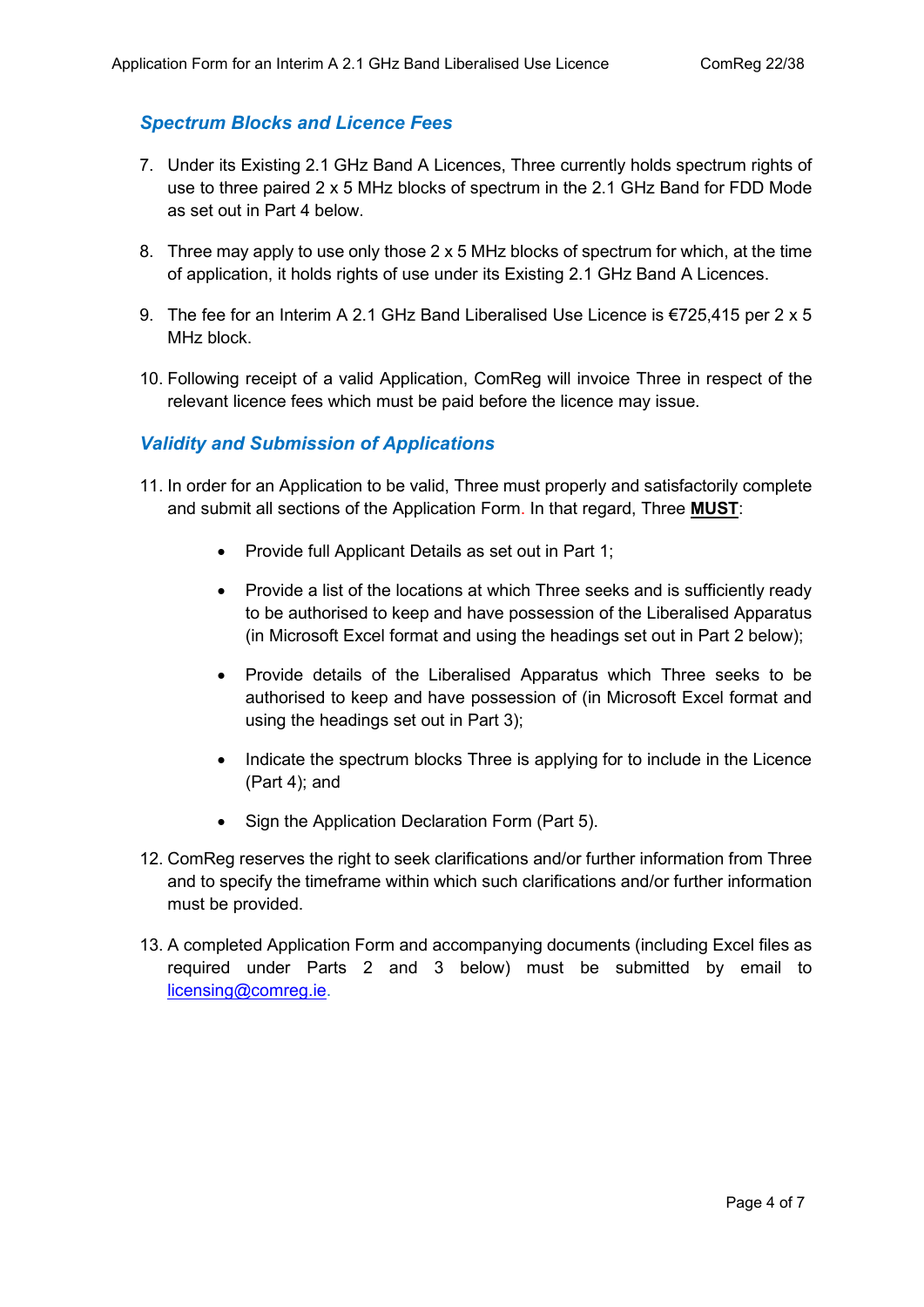### *Spectrum Blocks and Licence Fees*

7. Under its Existing 2.1 GHz Band A Licences, Three currently holds spectrum rights of use to three paired 2 x 5 MHz blocks of spectrum in the 2.1 GHz Band for FDD Mode as set out in Part 4 below.

8. Three may apply to use only those 2 x 5 MHz blocks of spectrum for which, at the time of application, it holds rights of use under its Existing 2.1 GHz Band A Licences.

9. The fee for an Interim A 2.1 GHz Band Liberalised Use Licence is €725,415 per 2 x 5 MHz block.

10. Following receipt of a valid Application, ComReg will invoice Three in respect of the relevant licence fees which must be paid before the licence may issue.

### *Validity and Submission of Applications*

11. In order for an Application to be valid, Three must properly and satisfactorily complete and submit all sections of the Application Form. In that regard, Three **MUST**:

    - Provide full Applicant Details as set out in Part 1;

    - Provide a list of the locations at which Three seeks and is sufficiently ready to be authorised to keep and have possession of the Liberalised Apparatus (in Microsoft Excel format and using the headings set out in Part 2 below);

    - Provide details of the Liberalised Apparatus which Three seeks to be authorised to keep and have possession of (in Microsoft Excel format and using the headings set out in Part 3);

    - Indicate the spectrum blocks Three is applying for to include in the Licence (Part 4); and

    - Sign the Application Declaration Form (Part 5).

12. ComReg reserves the right to seek clarifications and/or further information from Three and to specify the timeframe within which such clarifications and/or further information must be provided.

13. A completed Application Form and accompanying documents (including Excel files as required under Parts 2 and 3 below) must be submitted by email to licensing@comreg.ie.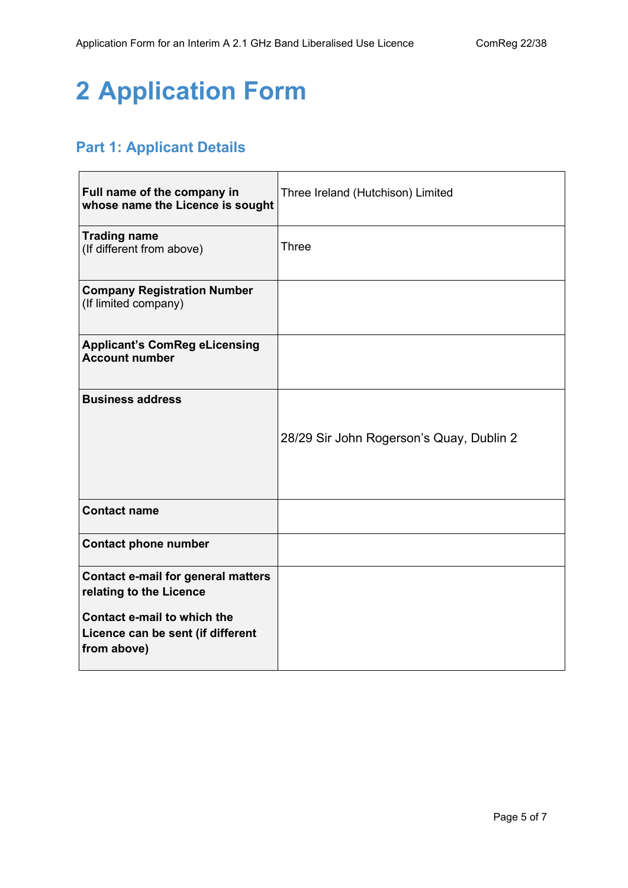# 2 Application Form

## Part 1: Applicant Details

| | |
|---|---|
| **Full name of the company in whose name the Licence is sought** | Three Ireland (Hutchison) Limited |
| **Trading name** (If different from above) | Three |
| **Company Registration Number** (If limited company) | |
| **Applicant's ComReg eLicensing Account number** | |
| **Business address** | 28/29 Sir John Rogerson's Quay, Dublin 2 |
| **Contact name** | |
| **Contact phone number** | |
| **Contact e-mail for general matters relating to the Licence**<br><br>**Contact e-mail to which the Licence can be sent (if different from above)** | |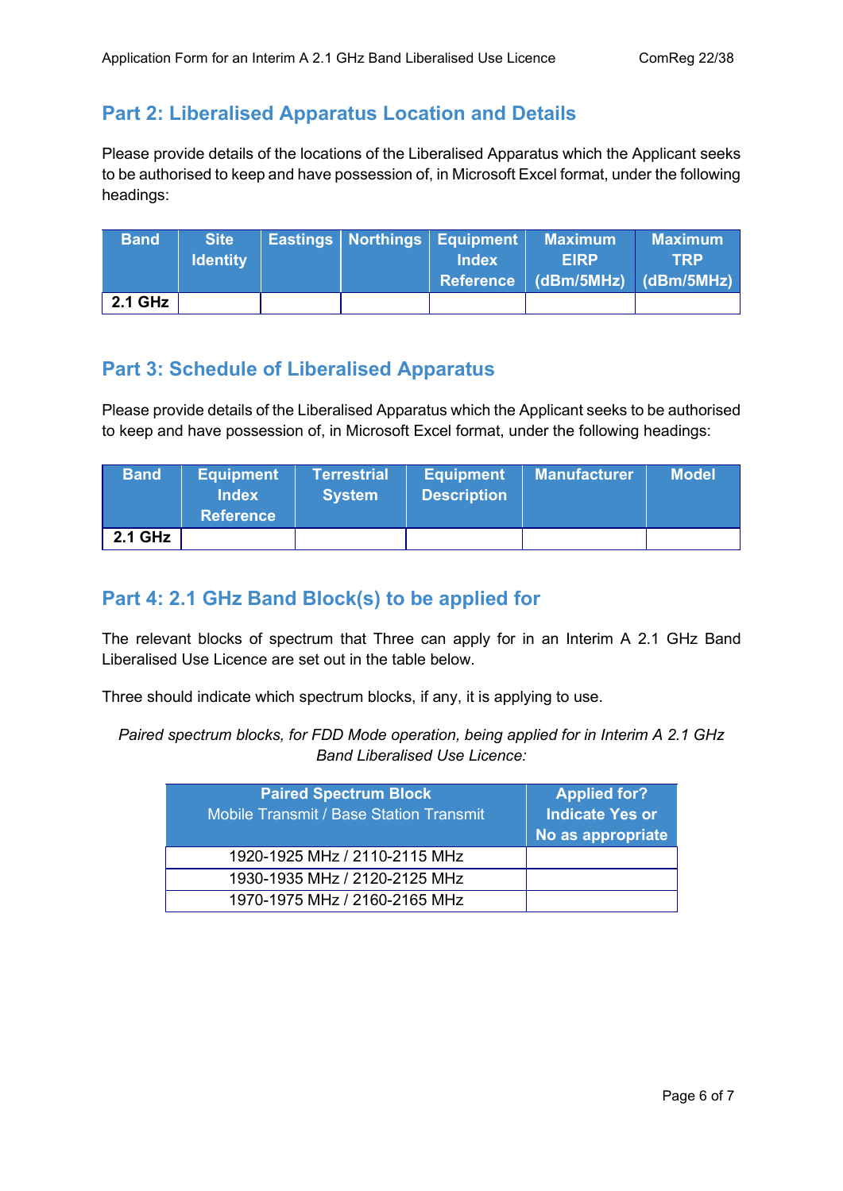## Part 2: Liberalised Apparatus Location and Details

Please provide details of the locations of the Liberalised Apparatus which the Applicant seeks to be authorised to keep and have possession of, in Microsoft Excel format, under the following headings:

| Band | Site Identity | Eastings | Northings | Equipment Index Reference | Maximum EIRP (dBm/5MHz) | Maximum TRP (dBm/5MHz) |
|---|---|---|---|---|---|---|
| **2.1 GHz** | | | | | | |

## Part 3: Schedule of Liberalised Apparatus

Please provide details of the Liberalised Apparatus which the Applicant seeks to be authorised to keep and have possession of, in Microsoft Excel format, under the following headings:

| Band | Equipment Index Reference | Terrestrial System | Equipment Description | Manufacturer | Model |
|---|---|---|---|---|---|
| **2.1 GHz** | | | | | |

## Part 4: 2.1 GHz Band Block(s) to be applied for

The relevant blocks of spectrum that Three can apply for in an Interim A 2.1 GHz Band Liberalised Use Licence are set out in the table below.

Three should indicate which spectrum blocks, if any, it is applying to use.

*Paired spectrum blocks, for FDD Mode operation, being applied for in Interim A 2.1 GHz Band Liberalised Use Licence:*

| **Paired Spectrum Block** Mobile Transmit / Base Station Transmit | Applied for? Indicate Yes or No as appropriate |
|---|---|
| 1920-1925 MHz / 2110-2115 MHz | |
| 1930-1935 MHz / 2120-2125 MHz | |
| 1970-1975 MHz / 2160-2165 MHz | |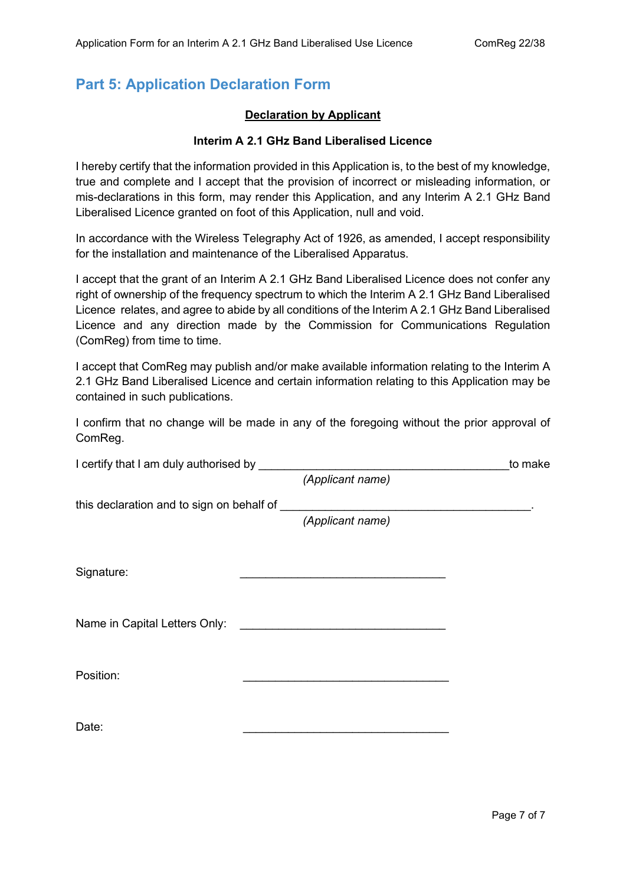## Part 5: Application Declaration Form

**Declaration by Applicant**

**Interim A 2.1 GHz Band Liberalised Licence**

I hereby certify that the information provided in this Application is, to the best of my knowledge, true and complete and I accept that the provision of incorrect or misleading information, or mis-declarations in this form, may render this Application, and any Interim A 2.1 GHz Band Liberalised Licence granted on foot of this Application, null and void.

In accordance with the Wireless Telegraphy Act of 1926, as amended, I accept responsibility for the installation and maintenance of the Liberalised Apparatus.

I accept that the grant of an Interim A 2.1 GHz Band Liberalised Licence does not confer any right of ownership of the frequency spectrum to which the Interim A 2.1 GHz Band Liberalised Licence relates, and agree to abide by all conditions of the Interim A 2.1 GHz Band Liberalised Licence and any direction made by the Commission for Communications Regulation (ComReg) from time to time.

I accept that ComReg may publish and/or make available information relating to the Interim A 2.1 GHz Band Liberalised Licence and certain information relating to this Application may be contained in such publications.

I confirm that no change will be made in any of the foregoing without the prior approval of ComReg.

I certify that I am duly authorised by ________________________________________ to make
*(Applicant name)*

this declaration and to sign on behalf of ________________________________________.
*(Applicant name)*

Signature: ________________________________

Name in Capital Letters Only: ________________________________

Position: ________________________________

Date: ________________________________